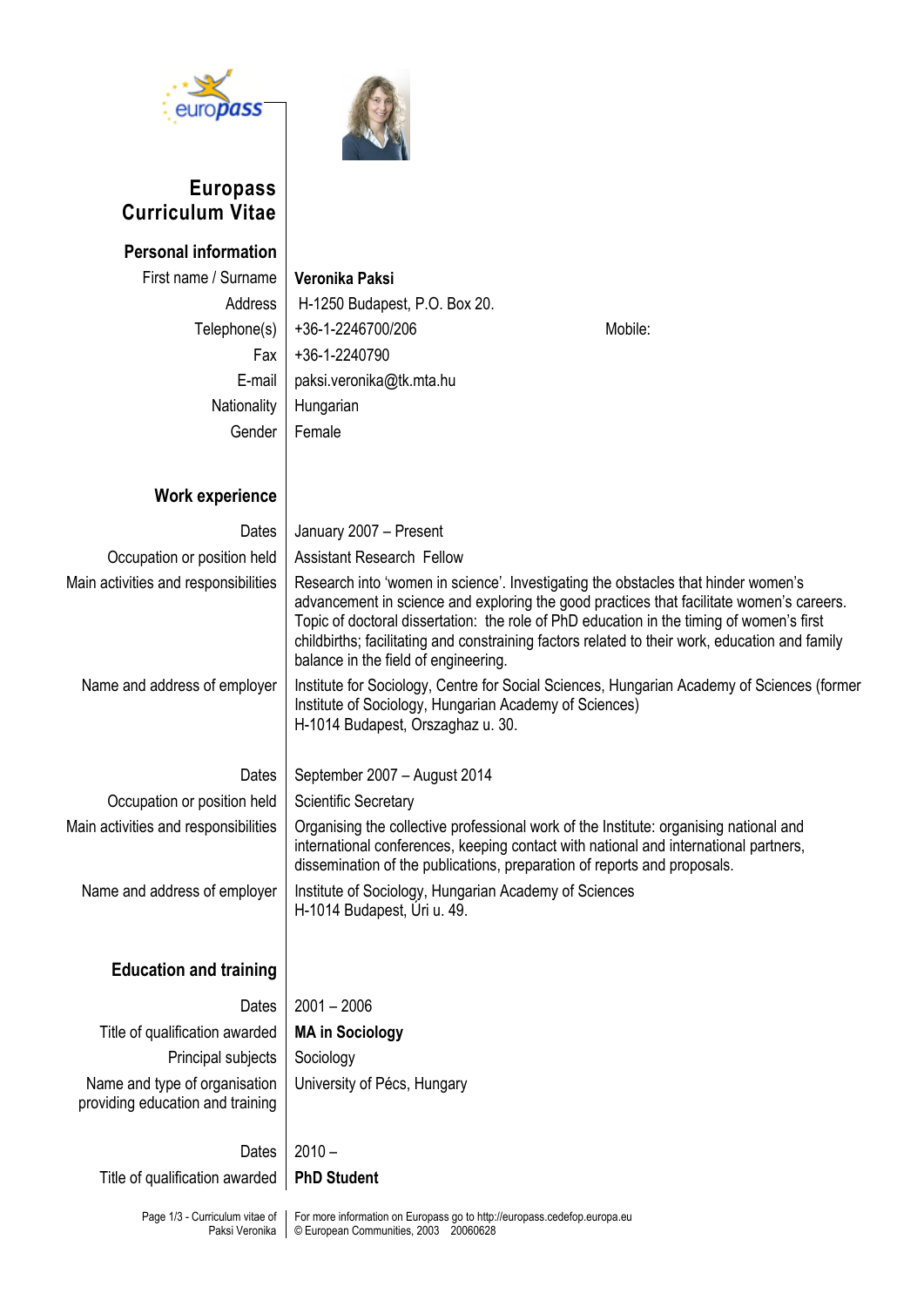# Europass Curriculum Vitae

## Personal information

| | |
|---|---|
| First name / Surname | **Veronika Paksi** |
| Address | H-1250 Budapest, P.O. Box 20. |
| Telephone(s) | +36-1-2246700/206 Mobile: |
| Fax | +36-1-2240790 |
| E-mail | paksi.veronika@tk.mta.hu |
| Nationality | Hungarian |
| Gender | Female |

## Work experience

| | |
|---|---|
| Dates | January 2007 – Present |
| Occupation or position held | Assistant Research Fellow |
| Main activities and responsibilities | Research into 'women in science'. Investigating the obstacles that hinder women's advancement in science and exploring the good practices that facilitate women's careers. Topic of doctoral dissertation: the role of PhD education in the timing of women's first childbirths; facilitating and constraining factors related to their work, education and family balance in the field of engineering. |
| Name and address of employer | Institute for Sociology, Centre for Social Sciences, Hungarian Academy of Sciences (former Institute of Sociology, Hungarian Academy of Sciences)<br>H-1014 Budapest, Orszaghaz u. 30. |

| | |
|---|---|
| Dates | September 2007 – August 2014 |
| Occupation or position held | Scientific Secretary |
| Main activities and responsibilities | Organising the collective professional work of the Institute: organising national and international conferences, keeping contact with national and international partners, dissemination of the publications, preparation of reports and proposals. |
| Name and address of employer | Institute of Sociology, Hungarian Academy of Sciences<br>H-1014 Budapest, Úri u. 49. |

## Education and training

| | |
|---|---|
| Dates | 2001 – 2006 |
| Title of qualification awarded | **MA in Sociology** |
| Principal subjects | Sociology |
| Name and type of organisation providing education and training | University of Pécs, Hungary |

| | |
|---|---|
| Dates | 2010 – |
| Title of qualification awarded | **PhD Student** |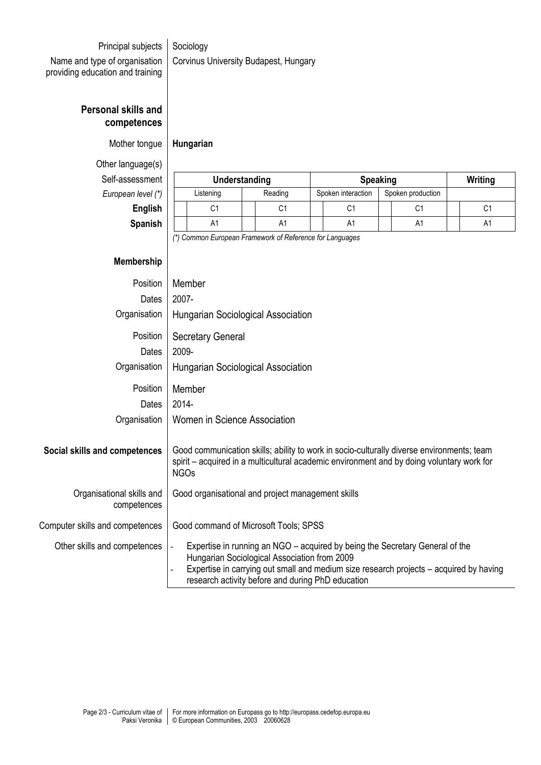Principal subjects: Sociology

Name and type of organisation providing education and training: Corvinus University Budapest, Hungary

## Personal skills and competences

Mother tongue: **Hungarian**

Other language(s)

| Self-assessment | Understanding | | Speaking | | Writing |
|---|---|---|---|---|---|
| *European level (\*)* | Listening | Reading | Spoken interaction | Spoken production | |
| **English** | C1 | C1 | C1 | C1 | C1 |
| **Spanish** | A1 | A1 | A1 | A1 | A1 |

*(\*) Common European Framework of Reference for Languages*

## Membership

Position: Member
Dates: 2007-
Organisation: Hungarian Sociological Association

Position: Secretary General
Dates: 2009-
Organisation: Hungarian Sociological Association

Position: Member
Dates: 2014-
Organisation: Women in Science Association

**Social skills and competences**: Good communication skills; ability to work in socio-culturally diverse environments; team spirit – acquired in a multicultural academic environment and by doing voluntary work for NGOs

Organisational skills and competences: Good organisational and project management skills

Computer skills and competences: Good command of Microsoft Tools; SPSS

Other skills and competences:

- Expertise in running an NGO – acquired by being the Secretary General of the Hungarian Sociological Association from 2009
- Expertise in carrying out small and medium size research projects – acquired by having research activity before and during PhD education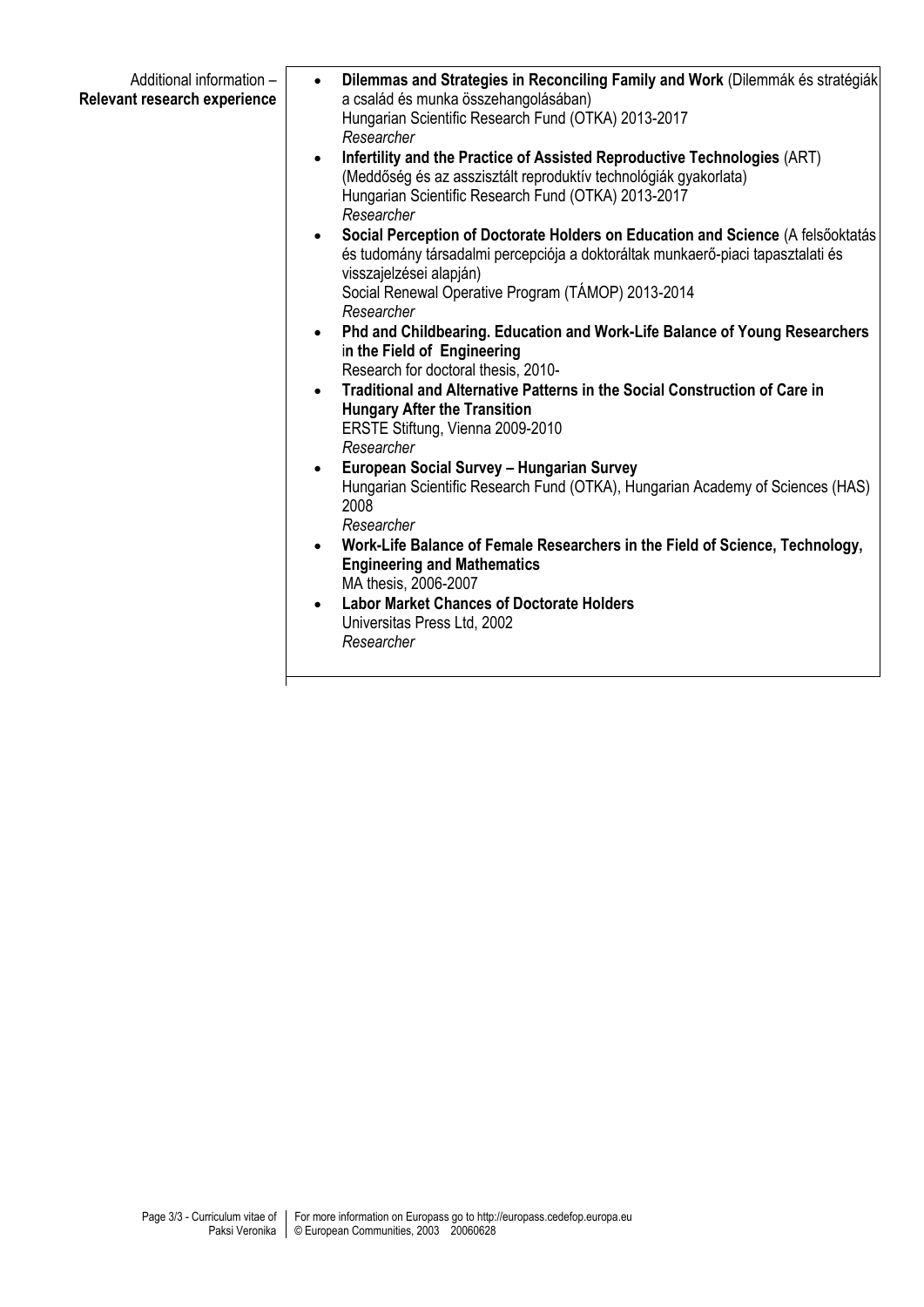Additional information – **Relevant research experience**

- **Dilemmas and Strategies in Reconciling Family and Work** (Dilemmák és stratégiák a család és munka összehangolásában)
  Hungarian Scientific Research Fund (OTKA) 2013-2017
  *Researcher*
- **Infertility and the Practice of Assisted Reproductive Technologies** (ART) (Meddőség és az asszisztált reproduktív technológiák gyakorlata)
  Hungarian Scientific Research Fund (OTKA) 2013-2017
  *Researcher*
- **Social Perception of Doctorate Holders on Education and Science** (A felsőoktatás és tudomány társadalmi percepciója a doktoráltak munkaerő-piaci tapasztalati és visszajelzései alapján)
  Social Renewal Operative Program (TÁMOP) 2013-2014
  *Researcher*
- **Phd and Childbearing. Education and Work-Life Balance of Young Researchers** i**n the Field of Engineering**
  Research for doctoral thesis, 2010-
- **Traditional and Alternative Patterns in the Social Construction of Care in Hungary After the Transition**
  ERSTE Stiftung, Vienna 2009-2010
  *Researcher*
- **European Social Survey – Hungarian Survey**
  Hungarian Scientific Research Fund (OTKA), Hungarian Academy of Sciences (HAS) 2008
  *Researcher*
- **Work-Life Balance of Female Researchers in the Field of Science, Technology, Engineering and Mathematics**
  MA thesis, 2006-2007
- **Labor Market Chances of Doctorate Holders**
  Universitas Press Ltd, 2002
  *Researcher*